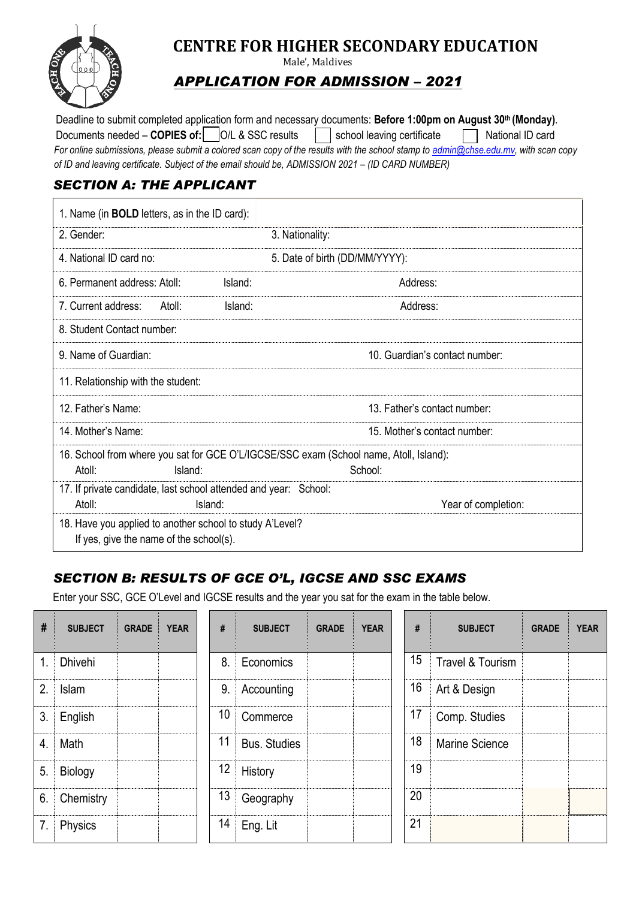# CENTRE FOR HIGHER SECONDARY EDUCATION

Male', Maldives

## *APPLICATION FOR ADMISSION – 2021*

Deadline to submit completed application form and necessary documents: **Before 1:00pm on August 30th (Monday)**.

Documents needed – **COPIES of:** ☐ O/L & SSC results ☐ school leaving certificate ☐ National ID card

*For online submissions, please submit a colored scan copy of the results with the school stamp to admin@chse.edu.mv, with scan copy of ID and leaving certificate. Subject of the email should be, ADMISSION 2021 – (ID CARD NUMBER)*

### *SECTION A: THE APPLICANT*

| | |
|---|---|
| 1. Name (in **BOLD** letters, as in the ID card): | |
| 2. Gender: | 3. Nationality: |
| 4. National ID card no: | 5. Date of birth (DD/MM/YYYY): |
| 6. Permanent address: Atoll: Island: | Address: |
| 7. Current address: Atoll: Island: | Address: |
| 8. Student Contact number: | |
| 9. Name of Guardian: | 10. Guardian's contact number: |
| 11. Relationship with the student: | |
| 12. Father's Name: | 13. Father's contact number: |
| 14. Mother's Name: | 15. Mother's contact number: |
| 16. School from where you sat for GCE O'L/IGCSE/SSC exam (School name, Atoll, Island): Atoll: Island: | School: |
| 17. If private candidate, last school attended and year: School: Atoll: Island: | Year of completion: |
| 18. Have you applied to another school to study A'Level? If yes, give the name of the school(s). | |

### *SECTION B: RESULTS OF GCE O'L, IGCSE AND SSC EXAMS*

Enter your SSC, GCE O'Level and IGCSE results and the year you sat for the exam in the table below.

| # | SUBJECT | GRADE | YEAR | # | SUBJECT | GRADE | YEAR | # | SUBJECT | GRADE | YEAR |
|---|---|---|---|---|---|---|---|---|---|---|---|
| 1. | Dhivehi | | | 8. | Economics | | | 15 | Travel & Tourism | | |
| 2. | Islam | | | 9. | Accounting | | | 16 | Art & Design | | |
| 3. | English | | | 10 | Commerce | | | 17 | Comp. Studies | | |
| 4. | Math | | | 11 | Bus. Studies | | | 18 | Marine Science | | |
| 5. | Biology | | | 12 | History | | | 19 | | | |
| 6. | Chemistry | | | 13 | Geography | | | 20 | | | |
| 7. | Physics | | | 14 | Eng. Lit | | | 21 | | | |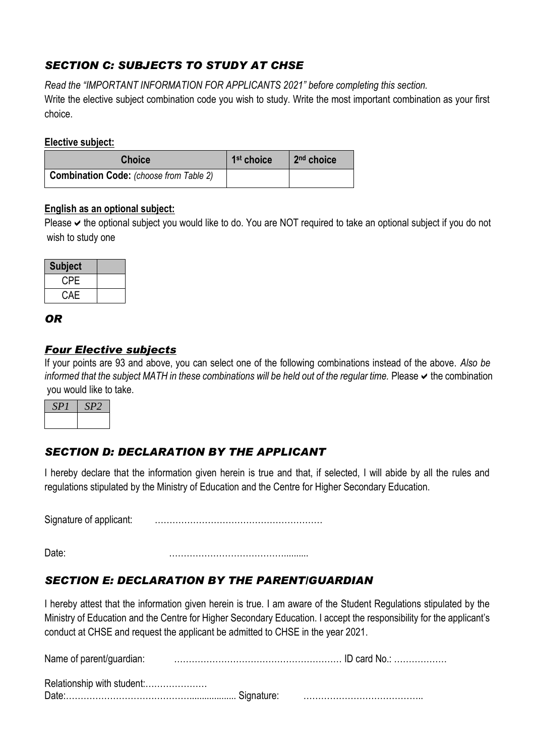## *SECTION C: SUBJECTS TO STUDY AT CHSE*

*Read the "IMPORTANT INFORMATION FOR APPLICANTS 2021" before completing this section.*

Write the elective subject combination code you wish to study. Write the most important combination as your first choice.

**Elective subject:**

| Choice | 1st choice | 2nd choice |
| --- | --- | --- |
| **Combination Code:** *(choose from Table 2)* | | |

**English as an optional subject:**

Please ✔ the optional subject you would like to do. You are NOT required to take an optional subject if you do not wish to study one

| Subject | |
| --- | --- |
| CPE | |
| CAE | |

***OR***

### *Four Elective subjects*

If your points are 93 and above, you can select one of the following combinations instead of the above. *Also be informed that the subject MATH in these combinations will be held out of the regular time.* Please ✔ the combination you would like to take.

| *SP1* | *SP2* |
| --- | --- |
| | |

## *SECTION D: DECLARATION BY THE APPLICANT*

I hereby declare that the information given herein is true and that, if selected, I will abide by all the rules and regulations stipulated by the Ministry of Education and the Centre for Higher Secondary Education.

Signature of applicant: ………………………………………………

Date: …………………………………..........

## *SECTION E: DECLARATION BY THE PARENT/GUARDIAN*

I hereby attest that the information given herein is true. I am aware of the Student Regulations stipulated by the Ministry of Education and the Centre for Higher Secondary Education. I accept the responsibility for the applicant's conduct at CHSE and request the applicant be admitted to CHSE in the year 2021.

Name of parent/guardian: ……………………………………………… ID card No.: ………………

Relationship with student:…………………

Date:…………………………………................... Signature: …………………………………..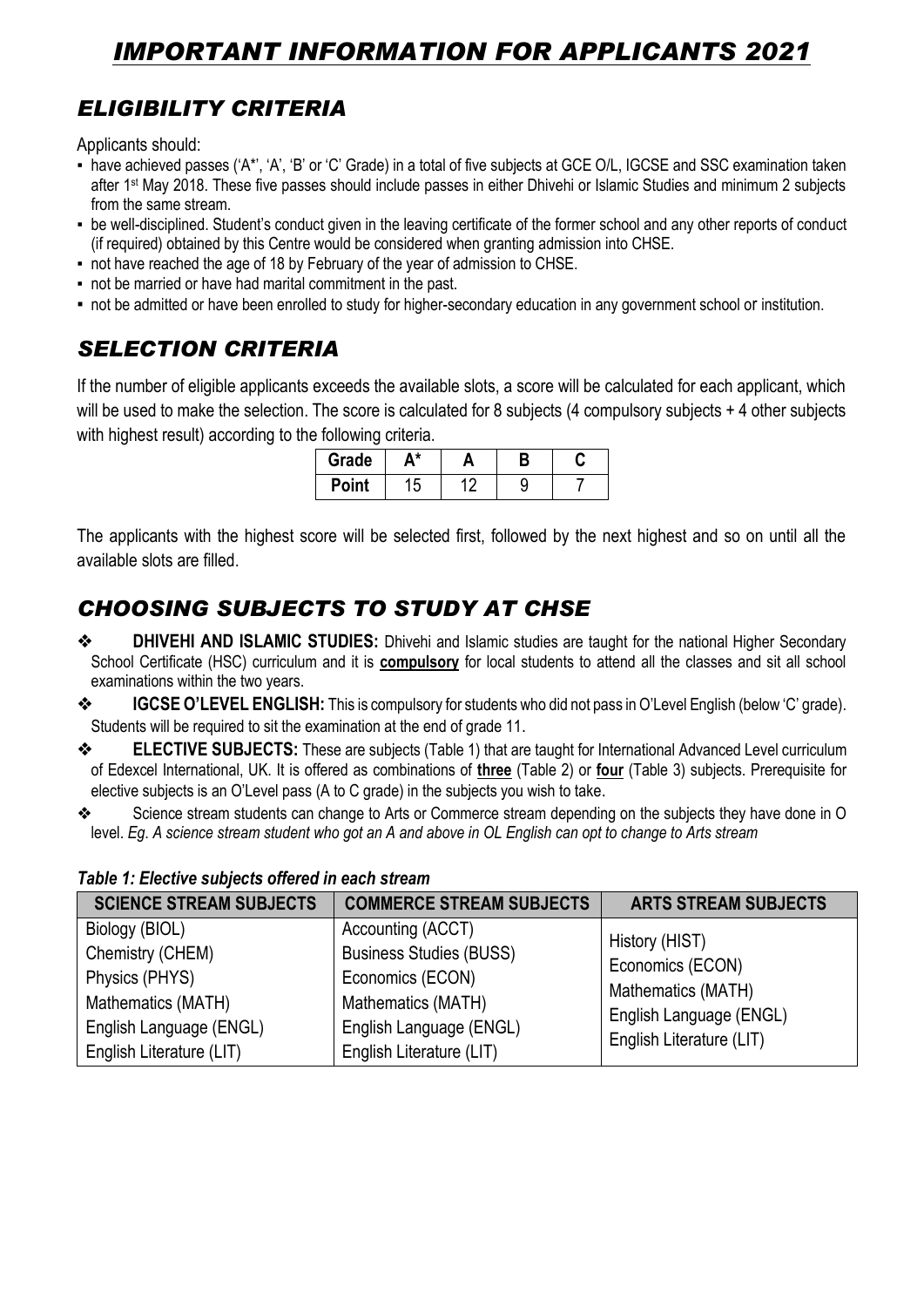# *IMPORTANT INFORMATION FOR APPLICANTS 2021*

## *ELIGIBILITY CRITERIA*

Applicants should:

- have achieved passes ('A*', 'A', 'B' or 'C' Grade) in a total of five subjects at GCE O/L, IGCSE and SSC examination taken after 1st May 2018. These five passes should include passes in either Dhivehi or Islamic Studies and minimum 2 subjects from the same stream.
- be well-disciplined. Student's conduct given in the leaving certificate of the former school and any other reports of conduct (if required) obtained by this Centre would be considered when granting admission into CHSE.
- not have reached the age of 18 by February of the year of admission to CHSE.
- not be married or have had marital commitment in the past.
- not be admitted or have been enrolled to study for higher-secondary education in any government school or institution.

## *SELECTION CRITERIA*

If the number of eligible applicants exceeds the available slots, a score will be calculated for each applicant, which will be used to make the selection. The score is calculated for 8 subjects (4 compulsory subjects + 4 other subjects with highest result) according to the following criteria.

| Grade | A* | A | B | C |
|---|---|---|---|---|
| Point | 15 | 12 | 9 | 7 |

The applicants with the highest score will be selected first, followed by the next highest and so on until all the available slots are filled.

## *CHOOSING SUBJECTS TO STUDY AT CHSE*

- **DHIVEHI AND ISLAMIC STUDIES:** Dhivehi and Islamic studies are taught for the national Higher Secondary School Certificate (HSC) curriculum and it is **compulsory** for local students to attend all the classes and sit all school examinations within the two years.
- **IGCSE O'LEVEL ENGLISH:** This is compulsory for students who did not pass in O'Level English (below 'C' grade). Students will be required to sit the examination at the end of grade 11.
- **ELECTIVE SUBJECTS:** These are subjects (Table 1) that are taught for International Advanced Level curriculum of Edexcel International, UK. It is offered as combinations of **three** (Table 2) or **four** (Table 3) subjects. Prerequisite for elective subjects is an O'Level pass (A to C grade) in the subjects you wish to take.
- Science stream students can change to Arts or Commerce stream depending on the subjects they have done in O level. *Eg. A science stream student who got an A and above in OL English can opt to change to Arts stream*

***Table 1: Elective subjects offered in each stream***

| SCIENCE STREAM SUBJECTS | COMMERCE STREAM SUBJECTS | ARTS STREAM SUBJECTS |
|---|---|---|
| Biology (BIOL) | Accounting (ACCT) | History (HIST) |
| Chemistry (CHEM) | Business Studies (BUSS) | Economics (ECON) |
| Physics (PHYS) | Economics (ECON) | Mathematics (MATH) |
| Mathematics (MATH) | Mathematics (MATH) | English Language (ENGL) |
| English Language (ENGL) | English Language (ENGL) | English Literature (LIT) |
| English Literature (LIT) | English Literature (LIT) | |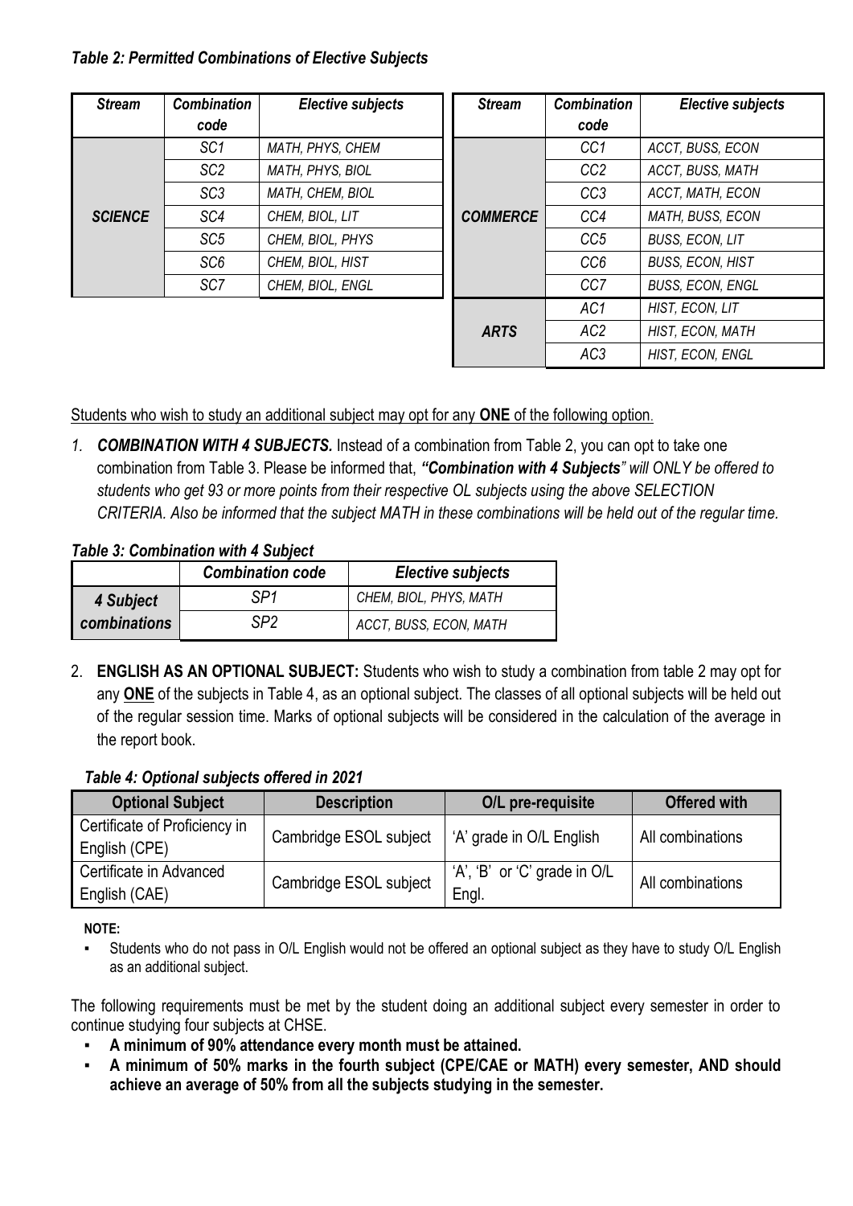*Table 2: Permitted Combinations of Elective Subjects*

| *Stream* | *Combination code* | *Elective subjects* |
|---|---|---|
| ***SCIENCE*** | *SC1* | *MATH, PHYS, CHEM* |
| | *SC2* | *MATH, PHYS, BIOL* |
| | *SC3* | *MATH, CHEM, BIOL* |
| | *SC4* | *CHEM, BIOL, LIT* |
| | *SC5* | *CHEM, BIOL, PHYS* |
| | *SC6* | *CHEM, BIOL, HIST* |
| | *SC7* | *CHEM, BIOL, ENGL* |

| *Stream* | *Combination code* | *Elective subjects* |
|---|---|---|
| ***COMMERCE*** | *CC1* | *ACCT, BUSS, ECON* |
| | *CC2* | *ACCT, BUSS, MATH* |
| | *CC3* | *ACCT, MATH, ECON* |
| | *CC4* | *MATH, BUSS, ECON* |
| | *CC5* | *BUSS, ECON, LIT* |
| | *CC6* | *BUSS, ECON, HIST* |
| | *CC7* | *BUSS, ECON, ENGL* |
| ***ARTS*** | *AC1* | *HIST, ECON, LIT* |
| | *AC2* | *HIST, ECON, MATH* |
| | *AC3* | *HIST, ECON, ENGL* |

Students who wish to study an additional subject may opt for any **ONE** of the following option.

1. ***COMBINATION WITH 4 SUBJECTS.*** Instead of a combination from Table 2, you can opt to take one combination from Table 3. Please be informed that, ***"Combination with 4 Subjects****" will ONLY be offered to students who get 93 or more points from their respective OL subjects using the above SELECTION CRITERIA. Also be informed that the subject MATH in these combinations will be held out of the regular time.*

***Table 3: Combination with 4 Subject***

| | *Combination code* | *Elective subjects* |
|---|---|---|
| ***4 Subject combinations*** | *SP1* | *CHEM, BIOL, PHYS, MATH* |
| | *SP2* | *ACCT, BUSS, ECON, MATH* |

2. **ENGLISH AS AN OPTIONAL SUBJECT:** Students who wish to study a combination from table 2 may opt for any **ONE** of the subjects in Table 4, as an optional subject. The classes of all optional subjects will be held out of the regular session time. Marks of optional subjects will be considered in the calculation of the average in the report book.

***Table 4: Optional subjects offered in 2021***

| **Optional Subject** | **Description** | **O/L pre-requisite** | **Offered with** |
|---|---|---|---|
| Certificate of Proficiency in English (CPE) | Cambridge ESOL subject | 'A' grade in O/L English | All combinations |
| Certificate in Advanced English (CAE) | Cambridge ESOL subject | 'A', 'B' or 'C' grade in O/L Engl. | All combinations |

**NOTE:**

- Students who do not pass in O/L English would not be offered an optional subject as they have to study O/L English as an additional subject.

The following requirements must be met by the student doing an additional subject every semester in order to continue studying four subjects at CHSE.

- **A minimum of 90% attendance every month must be attained.**
- **A minimum of 50% marks in the fourth subject (CPE/CAE or MATH) every semester, AND should achieve an average of 50% from all the subjects studying in the semester.**